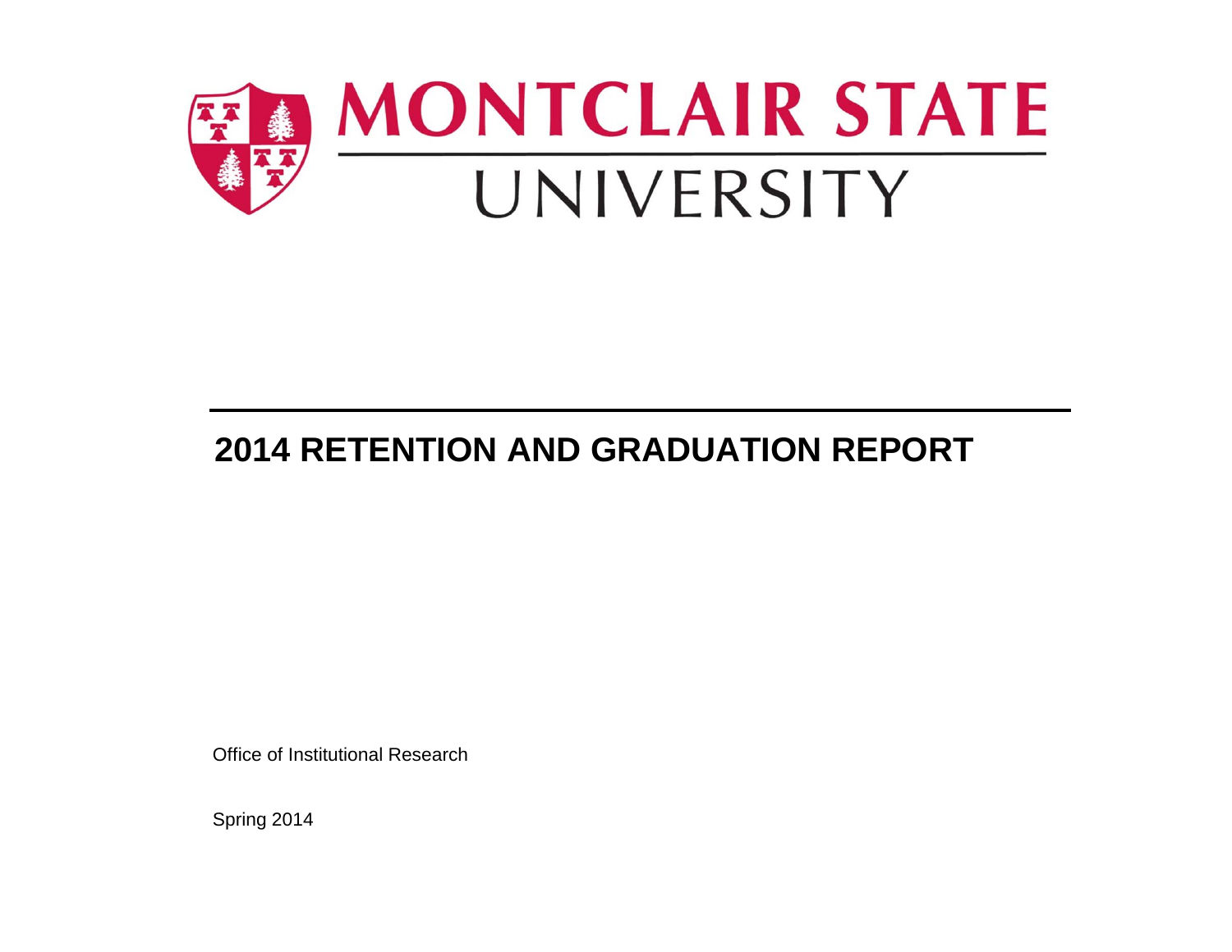MONTCLAIR STATE UNIVERSITY

# 2014 RETENTION AND GRADUATION REPORT

Office of Institutional Research

Spring 2014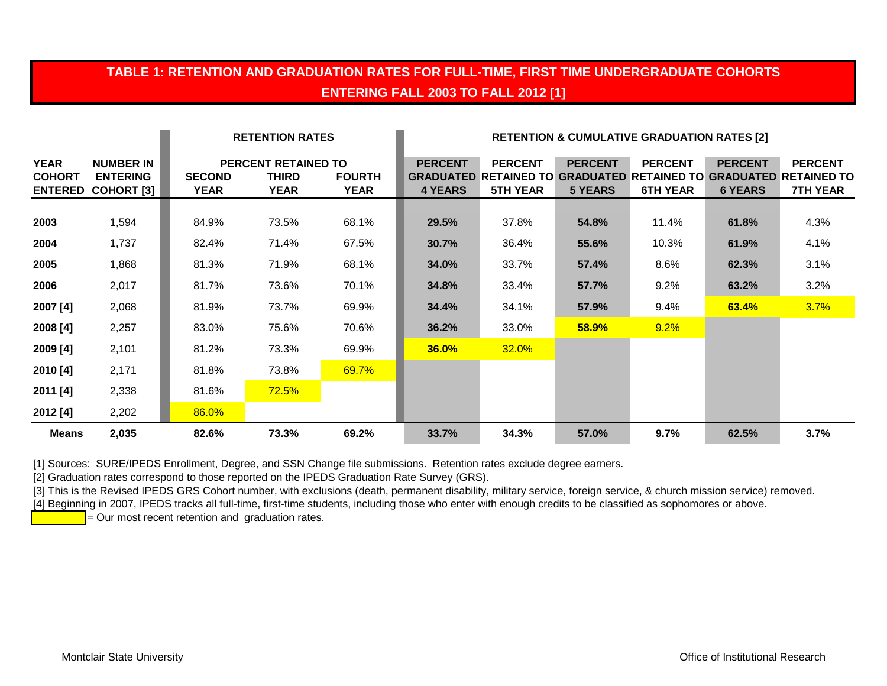## TABLE 1: RETENTION AND GRADUATION RATES FOR FULL-TIME, FIRST TIME UNDERGRADUATE COHORTS ENTERING FALL 2003 TO FALL 2012 [1]

| | | RETENTION RATES | | | RETENTION & CUMULATIVE GRADUATION RATES [2] | | | | | |
|---|---|---|---|---|---|---|---|---|---|---|
| | | PERCENT RETAINED TO | | | | | | | | |
| YEAR COHORT ENTERED | NUMBER IN ENTERING COHORT [3] | SECOND YEAR | THIRD YEAR | FOURTH YEAR | PERCENT GRADUATED 4 YEARS | PERCENT RETAINED TO 5TH YEAR | PERCENT GRADUATED 5 YEARS | PERCENT RETAINED TO 6TH YEAR | PERCENT GRADUATED 6 YEARS | PERCENT RETAINED TO 7TH YEAR |
| **2003** | 1,594 | 84.9% | 73.5% | 68.1% | **29.5%** | 37.8% | **54.8%** | 11.4% | **61.8%** | 4.3% |
| **2004** | 1,737 | 82.4% | 71.4% | 67.5% | **30.7%** | 36.4% | **55.6%** | 10.3% | **61.9%** | 4.1% |
| **2005** | 1,868 | 81.3% | 71.9% | 68.1% | **34.0%** | 33.7% | **57.4%** | 8.6% | **62.3%** | 3.1% |
| **2006** | 2,017 | 81.7% | 73.6% | 70.1% | **34.8%** | 33.4% | **57.7%** | 9.2% | **63.2%** | 3.2% |
| **2007 [4]** | 2,068 | 81.9% | 73.7% | 69.9% | **34.4%** | 34.1% | **57.9%** | 9.4% | **63.4%** | 3.7% |
| **2008 [4]** | 2,257 | 83.0% | 75.6% | 70.6% | **36.2%** | 33.0% | **58.9%** | 9.2% | | |
| **2009 [4]** | 2,101 | 81.2% | 73.3% | 69.9% | **36.0%** | 32.0% | | | | |
| **2010 [4]** | 2,171 | 81.8% | 73.8% | 69.7% | | | | | | |
| **2011 [4]** | 2,338 | 81.6% | 72.5% | | | | | | | |
| **2012 [4]** | 2,202 | 86.0% | | | | | | | | |
| **Means** | **2,035** | **82.6%** | **73.3%** | **69.2%** | **33.7%** | **34.3%** | **57.0%** | **9.7%** | **62.5%** | **3.7%** |

[1] Sources: SURE/IPEDS Enrollment, Degree, and SSN Change file submissions. Retention rates exclude degree earners.

[2] Graduation rates correspond to those reported on the IPEDS Graduation Rate Survey (GRS).

[3] This is the Revised IPEDS GRS Cohort number, with exclusions (death, permanent disability, military service, foreign service, & church mission service) removed.

[4] Beginning in 2007, IPEDS tracks all full-time, first-time students, including those who enter with enough credits to be classified as sophomores or above.

(Yellow highlight) = Our most recent retention and graduation rates.

Montclair State University — Office of Institutional Research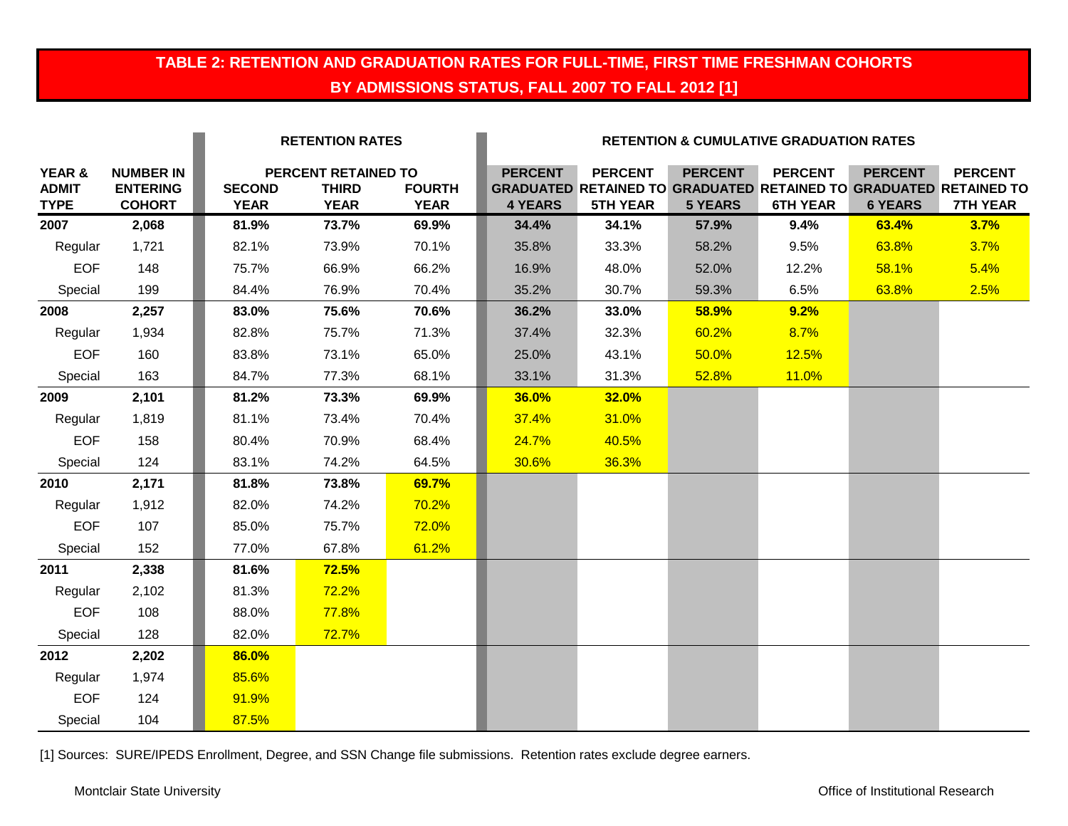## TABLE 2: RETENTION AND GRADUATION RATES FOR FULL-TIME, FIRST TIME FRESHMAN COHORTS BY ADMISSIONS STATUS, FALL 2007 TO FALL 2012 [1]

| | | RETENTION RATES | | | RETENTION & CUMULATIVE GRADUATION RATES | | | | | |
|---|---|---|---|---|---|---|---|---|---|---|
| | | PERCENT RETAINED TO | | | | | | | | |
| YEAR & ADMIT TYPE | NUMBER IN ENTERING COHORT | SECOND YEAR | THIRD YEAR | FOURTH YEAR | PERCENT GRADUATED 4 YEARS | PERCENT RETAINED TO 5TH YEAR | PERCENT GRADUATED 5 YEARS | PERCENT RETAINED TO 6TH YEAR | PERCENT GRADUATED 6 YEARS | PERCENT RETAINED TO 7TH YEAR |
| **2007** | **2,068** | **81.9%** | **73.7%** | **69.9%** | **34.4%** | **34.1%** | **57.9%** | **9.4%** | **63.4%** | **3.7%** |
| Regular | 1,721 | 82.1% | 73.9% | 70.1% | 35.8% | 33.3% | 58.2% | 9.5% | 63.8% | 3.7% |
| EOF | 148 | 75.7% | 66.9% | 66.2% | 16.9% | 48.0% | 52.0% | 12.2% | 58.1% | 5.4% |
| Special | 199 | 84.4% | 76.9% | 70.4% | 35.2% | 30.7% | 59.3% | 6.5% | 63.8% | 2.5% |
| **2008** | **2,257** | **83.0%** | **75.6%** | **70.6%** | **36.2%** | **33.0%** | **58.9%** | **9.2%** | | |
| Regular | 1,934 | 82.8% | 75.7% | 71.3% | 37.4% | 32.3% | 60.2% | 8.7% | | |
| EOF | 160 | 83.8% | 73.1% | 65.0% | 25.0% | 43.1% | 50.0% | 12.5% | | |
| Special | 163 | 84.7% | 77.3% | 68.1% | 33.1% | 31.3% | 52.8% | 11.0% | | |
| **2009** | **2,101** | **81.2%** | **73.3%** | **69.9%** | **36.0%** | **32.0%** | | | | |
| Regular | 1,819 | 81.1% | 73.4% | 70.4% | 37.4% | 31.0% | | | | |
| EOF | 158 | 80.4% | 70.9% | 68.4% | 24.7% | 40.5% | | | | |
| Special | 124 | 83.1% | 74.2% | 64.5% | 30.6% | 36.3% | | | | |
| **2010** | **2,171** | **81.8%** | **73.8%** | **69.7%** | | | | | | |
| Regular | 1,912 | 82.0% | 74.2% | 70.2% | | | | | | |
| EOF | 107 | 85.0% | 75.7% | 72.0% | | | | | | |
| Special | 152 | 77.0% | 67.8% | 61.2% | | | | | | |
| **2011** | **2,338** | **81.6%** | **72.5%** | | | | | | | |
| Regular | 2,102 | 81.3% | 72.2% | | | | | | | |
| EOF | 108 | 88.0% | 77.8% | | | | | | | |
| Special | 128 | 82.0% | 72.7% | | | | | | | |
| **2012** | **2,202** | **86.0%** | | | | | | | | |
| Regular | 1,974 | 85.6% | | | | | | | | |
| EOF | 124 | 91.9% | | | | | | | | |
| Special | 104 | 87.5% | | | | | | | | |

[1] Sources: SURE/IPEDS Enrollment, Degree, and SSN Change file submissions. Retention rates exclude degree earners.

Montclair State University

Office of Institutional Research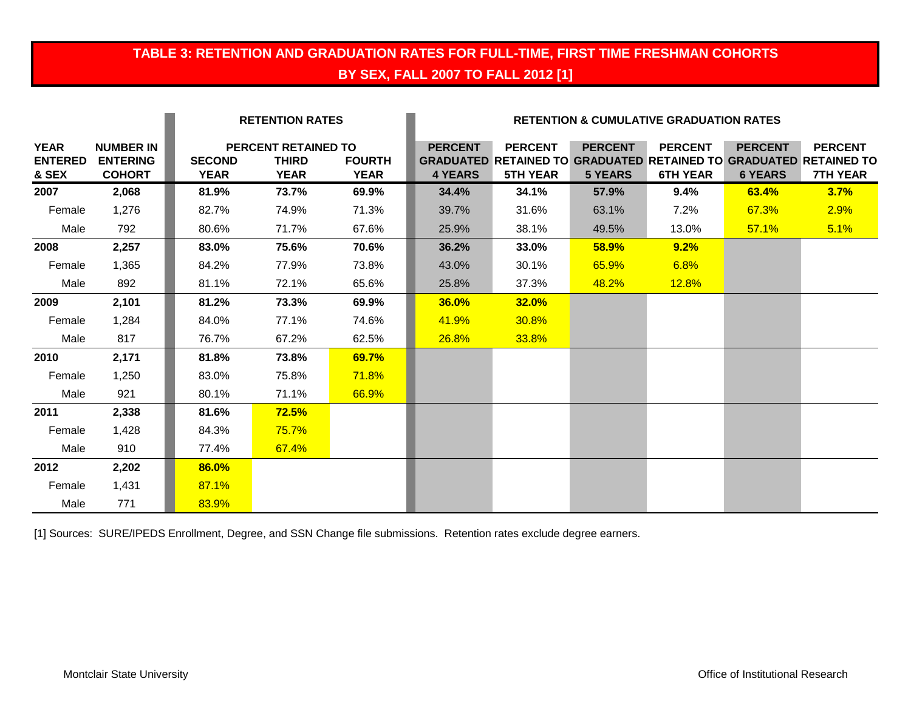# TABLE 3: RETENTION AND GRADUATION RATES FOR FULL-TIME, FIRST TIME FRESHMAN COHORTS BY SEX, FALL 2007 TO FALL 2012 [1]

| | | RETENTION RATES | | | RETENTION & CUMULATIVE GRADUATION RATES | | | | | |
|---|---|---|---|---|---|---|---|---|---|---|
| | | PERCENT RETAINED TO | | | | | | | | |
| **YEAR ENTERED & SEX** | **NUMBER IN ENTERING COHORT** | **SECOND YEAR** | **THIRD YEAR** | **FOURTH YEAR** | **PERCENT GRADUATED 4 YEARS** | **PERCENT RETAINED TO 5TH YEAR** | **PERCENT GRADUATED 5 YEARS** | **PERCENT RETAINED TO 6TH YEAR** | **PERCENT GRADUATED 6 YEARS** | **PERCENT RETAINED TO 7TH YEAR** |
| **2007** | **2,068** | **81.9%** | **73.7%** | **69.9%** | **34.4%** | **34.1%** | **57.9%** | **9.4%** | **63.4%** | **3.7%** |
| Female | 1,276 | 82.7% | 74.9% | 71.3% | 39.7% | 31.6% | 63.1% | 7.2% | 67.3% | 2.9% |
| Male | 792 | 80.6% | 71.7% | 67.6% | 25.9% | 38.1% | 49.5% | 13.0% | 57.1% | 5.1% |
| **2008** | **2,257** | **83.0%** | **75.6%** | **70.6%** | **36.2%** | **33.0%** | **58.9%** | **9.2%** | | |
| Female | 1,365 | 84.2% | 77.9% | 73.8% | 43.0% | 30.1% | 65.9% | 6.8% | | |
| Male | 892 | 81.1% | 72.1% | 65.6% | 25.8% | 37.3% | 48.2% | 12.8% | | |
| **2009** | **2,101** | **81.2%** | **73.3%** | **69.9%** | **36.0%** | **32.0%** | | | | |
| Female | 1,284 | 84.0% | 77.1% | 74.6% | 41.9% | 30.8% | | | | |
| Male | 817 | 76.7% | 67.2% | 62.5% | 26.8% | 33.8% | | | | |
| **2010** | **2,171** | **81.8%** | **73.8%** | **69.7%** | | | | | | |
| Female | 1,250 | 83.0% | 75.8% | 71.8% | | | | | | |
| Male | 921 | 80.1% | 71.1% | 66.9% | | | | | | |
| **2011** | **2,338** | **81.6%** | **72.5%** | | | | | | | |
| Female | 1,428 | 84.3% | 75.7% | | | | | | | |
| Male | 910 | 77.4% | 67.4% | | | | | | | |
| **2012** | **2,202** | **86.0%** | | | | | | | | |
| Female | 1,431 | 87.1% | | | | | | | | |
| Male | 771 | 83.9% | | | | | | | | |

[1] Sources: SURE/IPEDS Enrollment, Degree, and SSN Change file submissions. Retention rates exclude degree earners.

Montclair State University Office of Institutional Research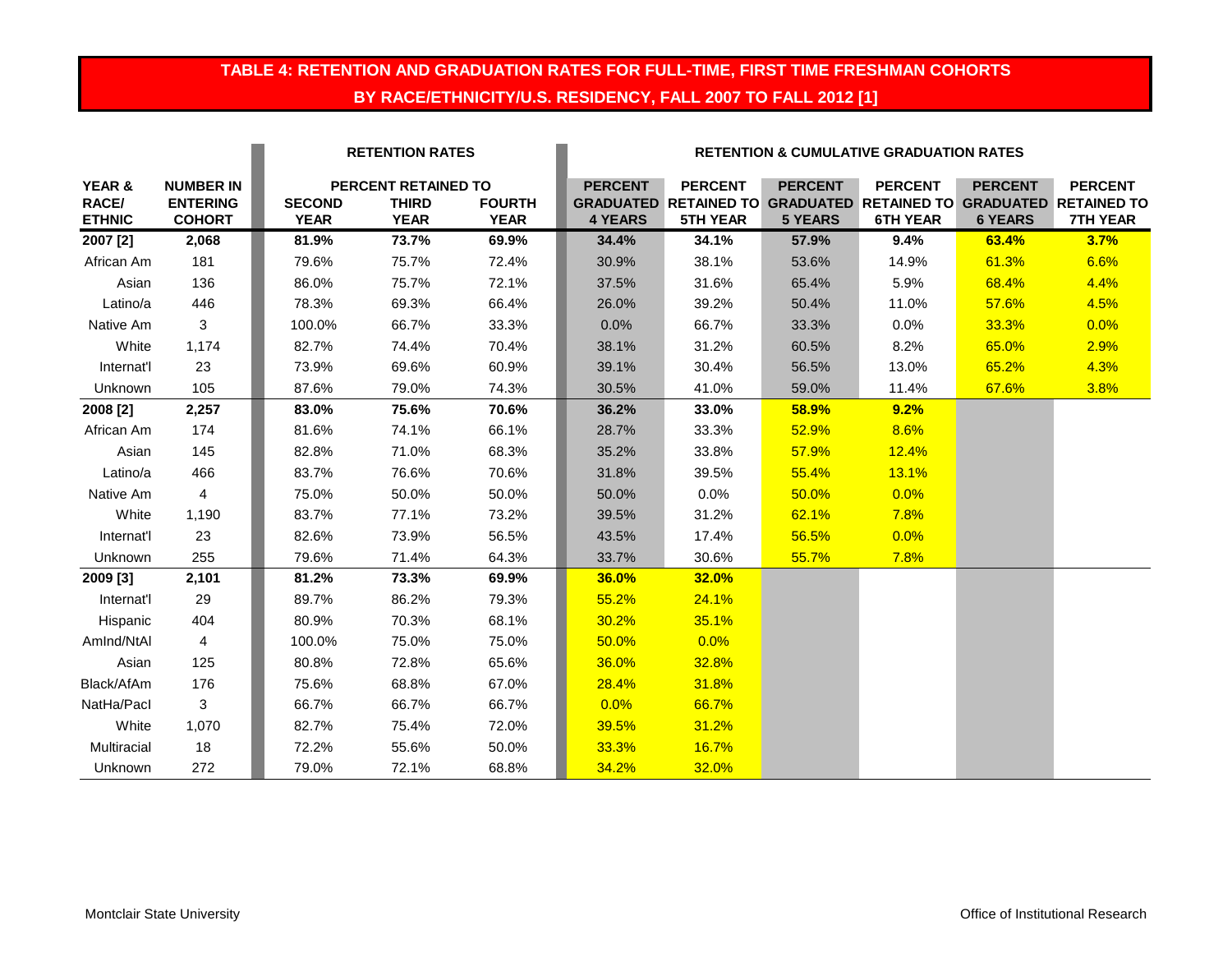# TABLE 4: RETENTION AND GRADUATION RATES FOR FULL-TIME, FIRST TIME FRESHMAN COHORTS BY RACE/ETHNICITY/U.S. RESIDENCY, FALL 2007 TO FALL 2012 [1]

| YEAR & RACE/ ETHNIC | NUMBER IN ENTERING COHORT | RETENTION RATES | | | RETENTION & CUMULATIVE GRADUATION RATES | | | | | |
|---|---|---|---|---|---|---|---|---|---|---|
| | | PERCENT RETAINED TO | | | | | | | | |
| | | SECOND YEAR | THIRD YEAR | FOURTH YEAR | PERCENT GRADUATED 4 YEARS | PERCENT RETAINED TO 5TH YEAR | PERCENT GRADUATED 5 YEARS | PERCENT RETAINED TO 6TH YEAR | PERCENT GRADUATED 6 YEARS | PERCENT RETAINED TO 7TH YEAR |
| **2007 [2]** | **2,068** | **81.9%** | **73.7%** | **69.9%** | **34.4%** | **34.1%** | **57.9%** | **9.4%** | **63.4%** | **3.7%** |
| African Am | 181 | 79.6% | 75.7% | 72.4% | 30.9% | 38.1% | 53.6% | 14.9% | 61.3% | 6.6% |
| Asian | 136 | 86.0% | 75.7% | 72.1% | 37.5% | 31.6% | 65.4% | 5.9% | 68.4% | 4.4% |
| Latino/a | 446 | 78.3% | 69.3% | 66.4% | 26.0% | 39.2% | 50.4% | 11.0% | 57.6% | 4.5% |
| Native Am | 3 | 100.0% | 66.7% | 33.3% | 0.0% | 66.7% | 33.3% | 0.0% | 33.3% | 0.0% |
| White | 1,174 | 82.7% | 74.4% | 70.4% | 38.1% | 31.2% | 60.5% | 8.2% | 65.0% | 2.9% |
| Internat'l | 23 | 73.9% | 69.6% | 60.9% | 39.1% | 30.4% | 56.5% | 13.0% | 65.2% | 4.3% |
| Unknown | 105 | 87.6% | 79.0% | 74.3% | 30.5% | 41.0% | 59.0% | 11.4% | 67.6% | 3.8% |
| **2008 [2]** | **2,257** | **83.0%** | **75.6%** | **70.6%** | **36.2%** | **33.0%** | **58.9%** | **9.2%** | | |
| African Am | 174 | 81.6% | 74.1% | 66.1% | 28.7% | 33.3% | 52.9% | 8.6% | | |
| Asian | 145 | 82.8% | 71.0% | 68.3% | 35.2% | 33.8% | 57.9% | 12.4% | | |
| Latino/a | 466 | 83.7% | 76.6% | 70.6% | 31.8% | 39.5% | 55.4% | 13.1% | | |
| Native Am | 4 | 75.0% | 50.0% | 50.0% | 50.0% | 0.0% | 50.0% | 0.0% | | |
| White | 1,190 | 83.7% | 77.1% | 73.2% | 39.5% | 31.2% | 62.1% | 7.8% | | |
| Internat'l | 23 | 82.6% | 73.9% | 56.5% | 43.5% | 17.4% | 56.5% | 0.0% | | |
| Unknown | 255 | 79.6% | 71.4% | 64.3% | 33.7% | 30.6% | 55.7% | 7.8% | | |
| **2009 [3]** | **2,101** | **81.2%** | **73.3%** | **69.9%** | **36.0%** | **32.0%** | | | | |
| Internat'l | 29 | 89.7% | 86.2% | 79.3% | 55.2% | 24.1% | | | | |
| Hispanic | 404 | 80.9% | 70.3% | 68.1% | 30.2% | 35.1% | | | | |
| AmInd/NtAl | 4 | 100.0% | 75.0% | 75.0% | 50.0% | 0.0% | | | | |
| Asian | 125 | 80.8% | 72.8% | 65.6% | 36.0% | 32.8% | | | | |
| Black/AfAm | 176 | 75.6% | 68.8% | 67.0% | 28.4% | 31.8% | | | | |
| NatHa/PacI | 3 | 66.7% | 66.7% | 66.7% | 0.0% | 66.7% | | | | |
| White | 1,070 | 82.7% | 75.4% | 72.0% | 39.5% | 31.2% | | | | |
| Multiracial | 18 | 72.2% | 55.6% | 50.0% | 33.3% | 16.7% | | | | |
| Unknown | 272 | 79.0% | 72.1% | 68.8% | 34.2% | 32.0% | | | | |

Montclair State University — Office of Institutional Research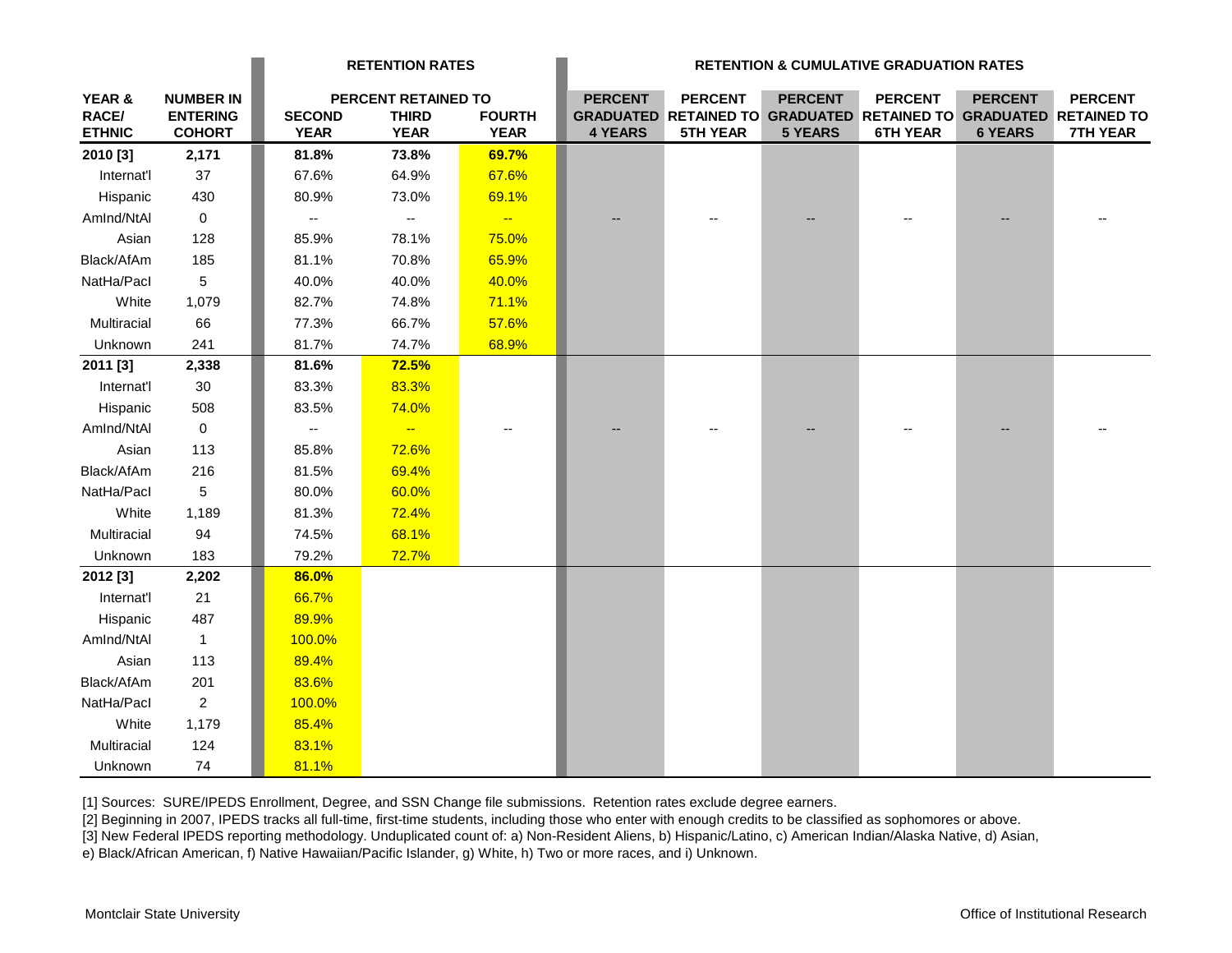| YEAR & RACE/ ETHNIC | NUMBER IN ENTERING COHORT | RETENTION RATES | | | RETENTION & CUMULATIVE GRADUATION RATES | | | | | |
|---|---|---|---|---|---|---|---|---|---|---|
| | | PERCENT RETAINED TO | | | | | | | | |
| | | SECOND YEAR | THIRD YEAR | FOURTH YEAR | PERCENT GRADUATED 4 YEARS | PERCENT RETAINED TO 5TH YEAR | PERCENT GRADUATED 5 YEARS | PERCENT RETAINED TO 6TH YEAR | PERCENT GRADUATED 6 YEARS | PERCENT RETAINED TO 7TH YEAR |
| **2010 [3]** | **2,171** | **81.8%** | **73.8%** | **69.7%** | | | | | | |
| Internat'l | 37 | 67.6% | 64.9% | 67.6% | | | | | | |
| Hispanic | 430 | 80.9% | 73.0% | 69.1% | | | | | | |
| AmInd/NtAl | 0 | -- | -- | -- | -- | -- | -- | -- | -- | -- |
| Asian | 128 | 85.9% | 78.1% | 75.0% | | | | | | |
| Black/AfAm | 185 | 81.1% | 70.8% | 65.9% | | | | | | |
| NatHa/PacI | 5 | 40.0% | 40.0% | 40.0% | | | | | | |
| White | 1,079 | 82.7% | 74.8% | 71.1% | | | | | | |
| Multiracial | 66 | 77.3% | 66.7% | 57.6% | | | | | | |
| Unknown | 241 | 81.7% | 74.7% | 68.9% | | | | | | |
| **2011 [3]** | **2,338** | **81.6%** | **72.5%** | | | | | | | |
| Internat'l | 30 | 83.3% | 83.3% | | | | | | | |
| Hispanic | 508 | 83.5% | 74.0% | | | | | | | |
| AmInd/NtAl | 0 | -- | -- | -- | -- | -- | -- | -- | -- | -- |
| Asian | 113 | 85.8% | 72.6% | | | | | | | |
| Black/AfAm | 216 | 81.5% | 69.4% | | | | | | | |
| NatHa/PacI | 5 | 80.0% | 60.0% | | | | | | | |
| White | 1,189 | 81.3% | 72.4% | | | | | | | |
| Multiracial | 94 | 74.5% | 68.1% | | | | | | | |
| Unknown | 183 | 79.2% | 72.7% | | | | | | | |
| **2012 [3]** | **2,202** | **86.0%** | | | | | | | | |
| Internat'l | 21 | 66.7% | | | | | | | | |
| Hispanic | 487 | 89.9% | | | | | | | | |
| AmInd/NtAl | 1 | 100.0% | | | | | | | | |
| Asian | 113 | 89.4% | | | | | | | | |
| Black/AfAm | 201 | 83.6% | | | | | | | | |
| NatHa/PacI | 2 | 100.0% | | | | | | | | |
| White | 1,179 | 85.4% | | | | | | | | |
| Multiracial | 124 | 83.1% | | | | | | | | |
| Unknown | 74 | 81.1% | | | | | | | | |

[1] Sources: SURE/IPEDS Enrollment, Degree, and SSN Change file submissions. Retention rates exclude degree earners.

[2] Beginning in 2007, IPEDS tracks all full-time, first-time students, including those who enter with enough credits to be classified as sophomores or above.

[3] New Federal IPEDS reporting methodology. Unduplicated count of: a) Non-Resident Aliens, b) Hispanic/Latino, c) American Indian/Alaska Native, d) Asian, e) Black/African American, f) Native Hawaiian/Pacific Islander, g) White, h) Two or more races, and i) Unknown.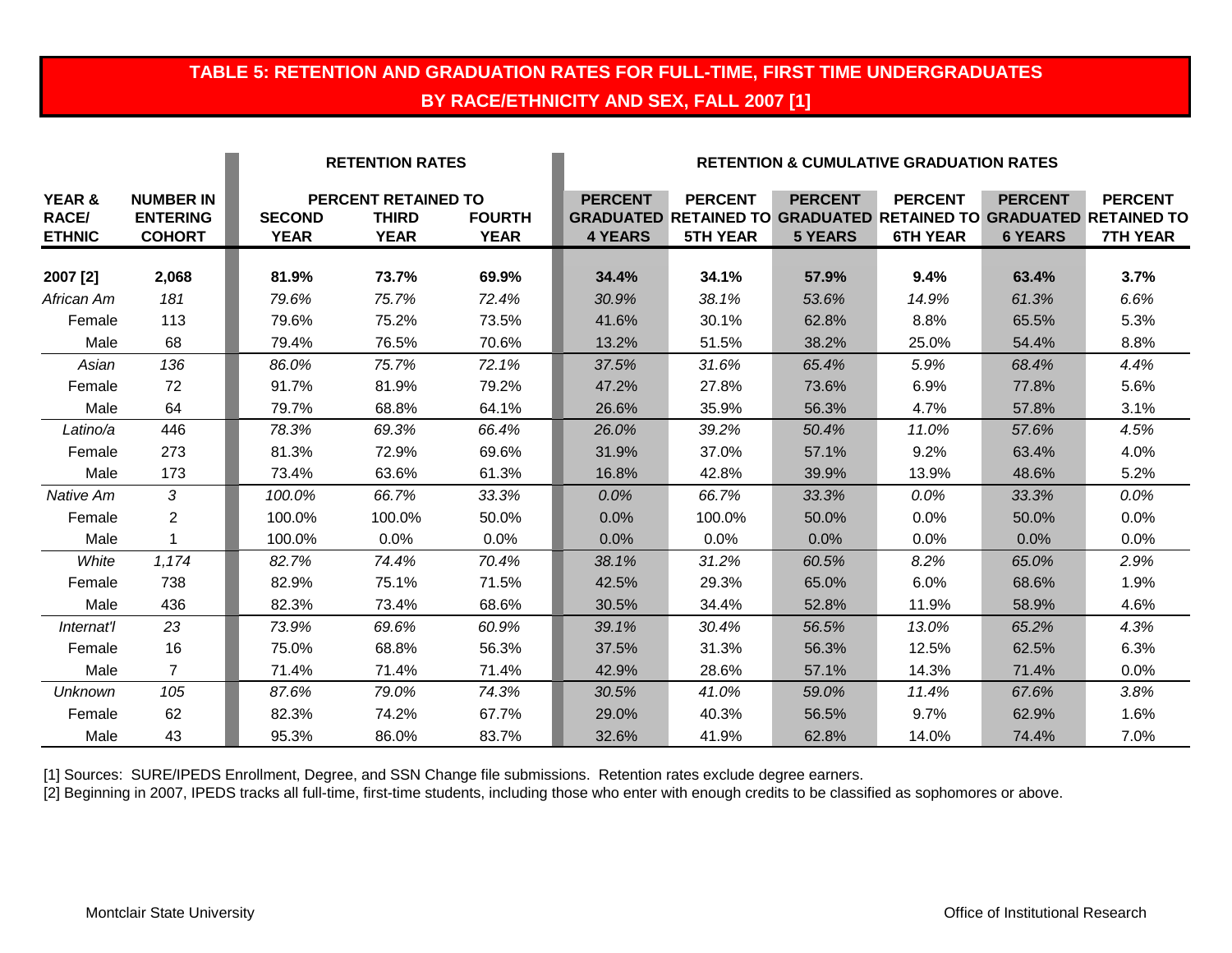# TABLE 5: RETENTION AND GRADUATION RATES FOR FULL-TIME, FIRST TIME UNDERGRADUATES BY RACE/ETHNICITY AND SEX, FALL 2007 [1]

| YEAR & RACE/ ETHNIC | NUMBER IN ENTERING COHORT | RETENTION RATES | | | RETENTION & CUMULATIVE GRADUATION RATES | | | | | |
|---|---|---|---|---|---|---|---|---|---|---|
| | | PERCENT RETAINED TO | | | | | | | | |
| | | SECOND YEAR | THIRD YEAR | FOURTH YEAR | PERCENT GRADUATED 4 YEARS | PERCENT RETAINED TO 5TH YEAR | PERCENT GRADUATED 5 YEARS | PERCENT RETAINED TO 6TH YEAR | PERCENT GRADUATED 6 YEARS | PERCENT RETAINED TO 7TH YEAR |
| **2007 [2]** | **2,068** | **81.9%** | **73.7%** | **69.9%** | **34.4%** | **34.1%** | **57.9%** | **9.4%** | **63.4%** | **3.7%** |
| *African Am* | *181* | *79.6%* | *75.7%* | *72.4%* | *30.9%* | *38.1%* | *53.6%* | *14.9%* | *61.3%* | *6.6%* |
| Female | 113 | 79.6% | 75.2% | 73.5% | 41.6% | 30.1% | 62.8% | 8.8% | 65.5% | 5.3% |
| Male | 68 | 79.4% | 76.5% | 70.6% | 13.2% | 51.5% | 38.2% | 25.0% | 54.4% | 8.8% |
| *Asian* | *136* | *86.0%* | *75.7%* | *72.1%* | *37.5%* | *31.6%* | *65.4%* | *5.9%* | *68.4%* | *4.4%* |
| Female | 72 | 91.7% | 81.9% | 79.2% | 47.2% | 27.8% | 73.6% | 6.9% | 77.8% | 5.6% |
| Male | 64 | 79.7% | 68.8% | 64.1% | 26.6% | 35.9% | 56.3% | 4.7% | 57.8% | 3.1% |
| *Latino/a* | 446 | *78.3%* | *69.3%* | *66.4%* | *26.0%* | *39.2%* | *50.4%* | *11.0%* | *57.6%* | *4.5%* |
| Female | 273 | 81.3% | 72.9% | 69.6% | 31.9% | 37.0% | 57.1% | 9.2% | 63.4% | 4.0% |
| Male | 173 | 73.4% | 63.6% | 61.3% | 16.8% | 42.8% | 39.9% | 13.9% | 48.6% | 5.2% |
| *Native Am* | *3* | *100.0%* | *66.7%* | *33.3%* | *0.0%* | *66.7%* | *33.3%* | *0.0%* | *33.3%* | *0.0%* |
| Female | 2 | 100.0% | 100.0% | 50.0% | 0.0% | 100.0% | 50.0% | 0.0% | 50.0% | 0.0% |
| Male | 1 | 100.0% | 0.0% | 0.0% | 0.0% | 0.0% | 0.0% | 0.0% | 0.0% | 0.0% |
| *White* | *1,174* | *82.7%* | *74.4%* | *70.4%* | *38.1%* | *31.2%* | *60.5%* | *8.2%* | *65.0%* | *2.9%* |
| Female | 738 | 82.9% | 75.1% | 71.5% | 42.5% | 29.3% | 65.0% | 6.0% | 68.6% | 1.9% |
| Male | 436 | 82.3% | 73.4% | 68.6% | 30.5% | 34.4% | 52.8% | 11.9% | 58.9% | 4.6% |
| *Internat'l* | *23* | *73.9%* | *69.6%* | *60.9%* | *39.1%* | *30.4%* | *56.5%* | *13.0%* | *65.2%* | *4.3%* |
| Female | 16 | 75.0% | 68.8% | 56.3% | 37.5% | 31.3% | 56.3% | 12.5% | 62.5% | 6.3% |
| Male | 7 | 71.4% | 71.4% | 71.4% | 42.9% | 28.6% | 57.1% | 14.3% | 71.4% | 0.0% |
| *Unknown* | *105* | *87.6%* | *79.0%* | *74.3%* | *30.5%* | *41.0%* | *59.0%* | *11.4%* | *67.6%* | *3.8%* |
| Female | 62 | 82.3% | 74.2% | 67.7% | 29.0% | 40.3% | 56.5% | 9.7% | 62.9% | 1.6% |
| Male | 43 | 95.3% | 86.0% | 83.7% | 32.6% | 41.9% | 62.8% | 14.0% | 74.4% | 7.0% |

[1] Sources: SURE/IPEDS Enrollment, Degree, and SSN Change file submissions. Retention rates exclude degree earners.

[2] Beginning in 2007, IPEDS tracks all full-time, first-time students, including those who enter with enough credits to be classified as sophomores or above.

Montclair State University — Office of Institutional Research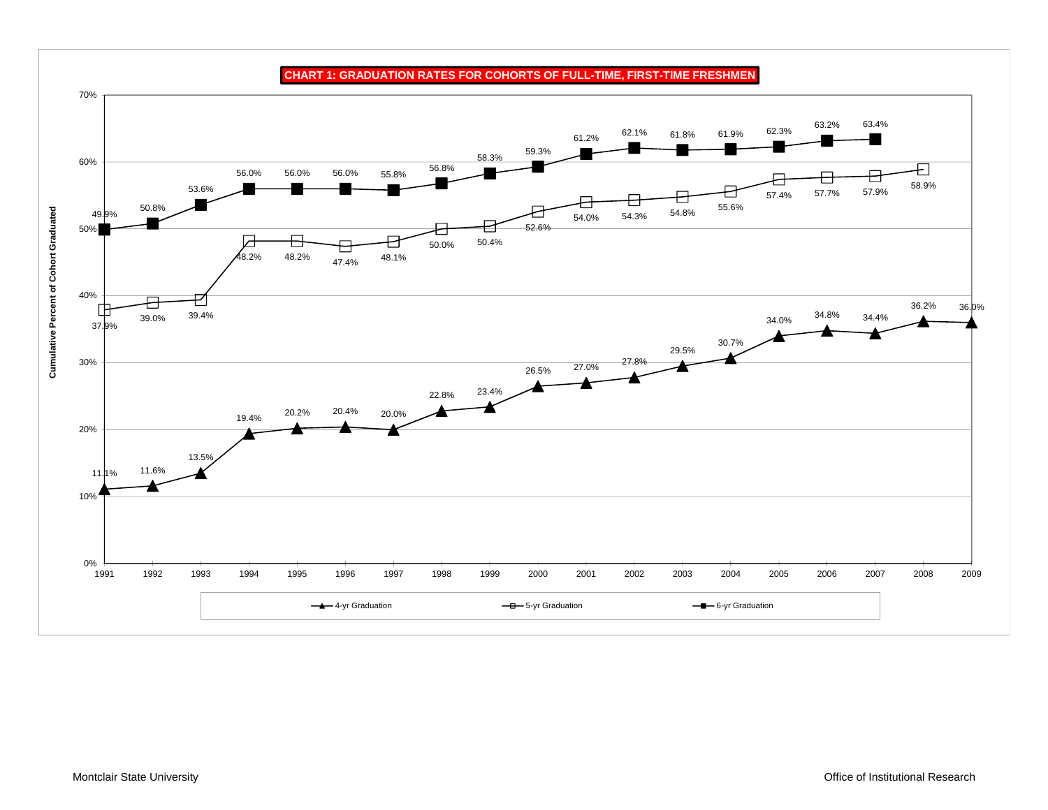## CHART 1: GRADUATION RATES FOR COHORTS OF FULL-TIME, FIRST-TIME FRESHMEN

Cumulative Percent of Cohort Graduated

| Cohort | 4-yr Graduation | 5-yr Graduation | 6-yr Graduation |
|---|---|---|---|
| 1991 | 11.1% | 37.9% | 49.9% |
| 1992 | 11.6% | 39.0% | 50.8% |
| 1993 | 13.5% | 39.4% | 53.6% |
| 1994 | 19.4% | 48.2% | 56.0% |
| 1995 | 20.2% | 48.2% | 56.0% |
| 1996 | 20.4% | 47.4% | 56.0% |
| 1997 | 20.0% | 48.1% | 55.8% |
| 1998 | 22.8% | 50.0% | 56.8% |
| 1999 | 23.4% | 50.4% | 58.3% |
| 2000 | 26.5% | 52.6% | 59.3% |
| 2001 | 27.0% | 54.0% | 61.2% |
| 2002 | 27.8% | 54.3% | 62.1% |
| 2003 | 29.5% | 54.8% | 61.8% |
| 2004 | 30.7% | 55.6% | 61.9% |
| 2005 | 34.0% | 57.4% | 62.3% |
| 2006 | 34.8% | 57.7% | 63.2% |
| 2007 | 34.4% | 57.9% | 63.4% |
| 2008 | 36.2% | 58.9% | |
| 2009 | 36.0% | | |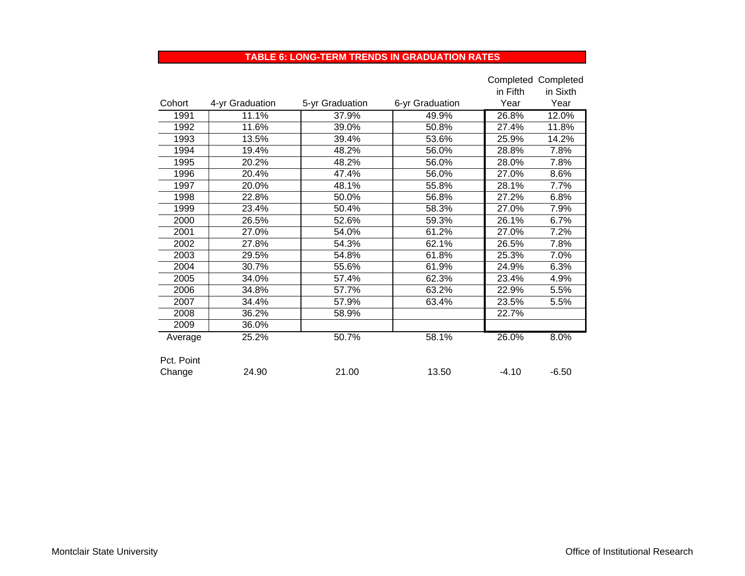## TABLE 6: LONG-TERM TRENDS IN GRADUATION RATES

| Cohort | 4-yr Graduation | 5-yr Graduation | 6-yr Graduation | Completed in Fifth Year | Completed in Sixth Year |
|---|---|---|---|---|---|
| 1991 | 11.1% | 37.9% | 49.9% | 26.8% | 12.0% |
| 1992 | 11.6% | 39.0% | 50.8% | 27.4% | 11.8% |
| 1993 | 13.5% | 39.4% | 53.6% | 25.9% | 14.2% |
| 1994 | 19.4% | 48.2% | 56.0% | 28.8% | 7.8% |
| 1995 | 20.2% | 48.2% | 56.0% | 28.0% | 7.8% |
| 1996 | 20.4% | 47.4% | 56.0% | 27.0% | 8.6% |
| 1997 | 20.0% | 48.1% | 55.8% | 28.1% | 7.7% |
| 1998 | 22.8% | 50.0% | 56.8% | 27.2% | 6.8% |
| 1999 | 23.4% | 50.4% | 58.3% | 27.0% | 7.9% |
| 2000 | 26.5% | 52.6% | 59.3% | 26.1% | 6.7% |
| 2001 | 27.0% | 54.0% | 61.2% | 27.0% | 7.2% |
| 2002 | 27.8% | 54.3% | 62.1% | 26.5% | 7.8% |
| 2003 | 29.5% | 54.8% | 61.8% | 25.3% | 7.0% |
| 2004 | 30.7% | 55.6% | 61.9% | 24.9% | 6.3% |
| 2005 | 34.0% | 57.4% | 62.3% | 23.4% | 4.9% |
| 2006 | 34.8% | 57.7% | 63.2% | 22.9% | 5.5% |
| 2007 | 34.4% | 57.9% | 63.4% | 23.5% | 5.5% |
| 2008 | 36.2% | 58.9% | | 22.7% | |
| 2009 | 36.0% | | | | |
| Average | 25.2% | 50.7% | 58.1% | 26.0% | 8.0% |
| Pct. Point Change | 24.90 | 21.00 | 13.50 | -4.10 | -6.50 |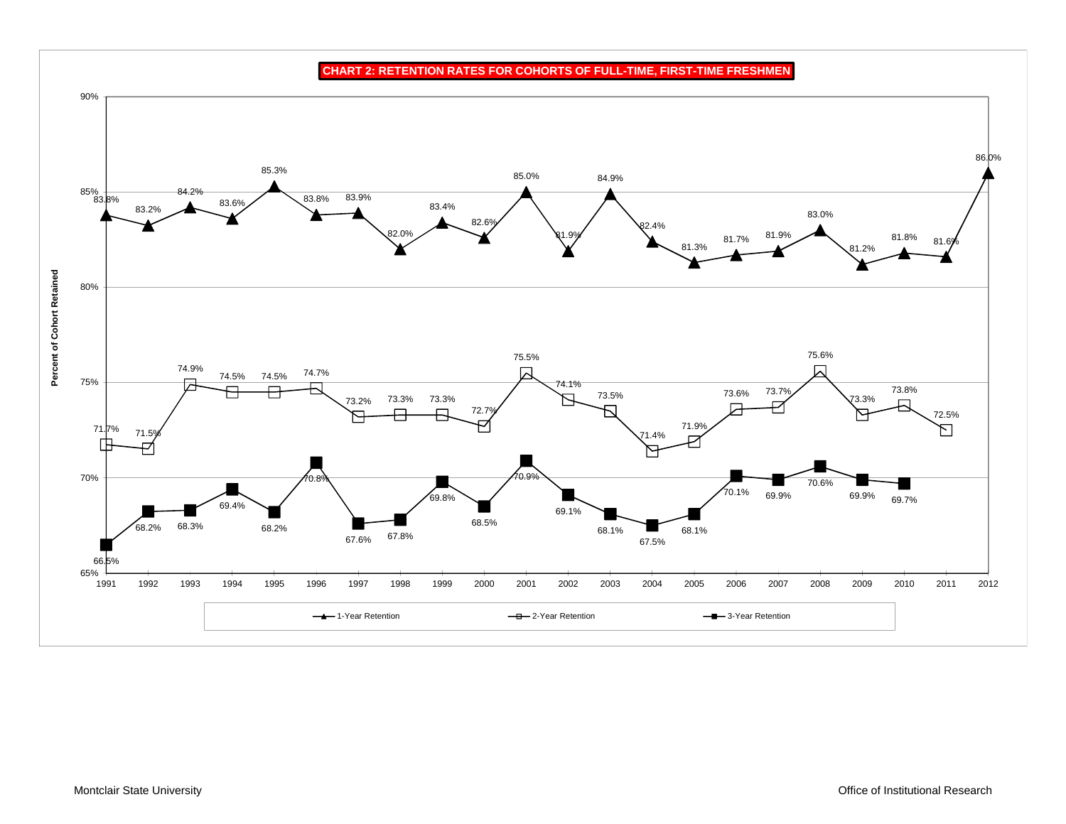# CHART 2: RETENTION RATES FOR COHORTS OF FULL-TIME, FIRST-TIME FRESHMEN

Percent of Cohort Retained

| Cohort | 1-Year Retention | 2-Year Retention | 3-Year Retention |
|---|---|---|---|
| 1991 | 83.8% | 71.7% | 66.5% |
| 1992 | 83.2% | 71.5% | 68.2% |
| 1993 | 84.2% | 74.9% | 68.3% |
| 1994 | 83.6% | 74.5% | 69.4% |
| 1995 | 85.3% | 74.5% | 68.2% |
| 1996 | 83.8% | 74.7% | 70.8% |
| 1997 | 83.9% | 73.2% | 67.6% |
| 1998 | 82.0% | 73.3% | 67.8% |
| 1999 | 83.4% | 73.3% | 69.8% |
| 2000 | 82.6% | 72.7% | 68.5% |
| 2001 | 85.0% | 75.5% | 70.9% |
| 2002 | 81.9% | 74.1% | 69.1% |
| 2003 | 84.9% | 73.5% | 68.1% |
| 2004 | 82.4% | 71.4% | 67.5% |
| 2005 | 81.3% | 71.9% | 68.1% |
| 2006 | 81.7% | 73.6% | 70.1% |
| 2007 | 81.9% | 73.7% | 69.9% |
| 2008 | 83.0% | 75.6% | 70.6% |
| 2009 | 81.2% | 73.3% | 69.9% |
| 2010 | 81.8% | 73.8% | 69.7% |
| 2011 | 81.6% | 72.5% | |
| 2012 | 86.0% | | |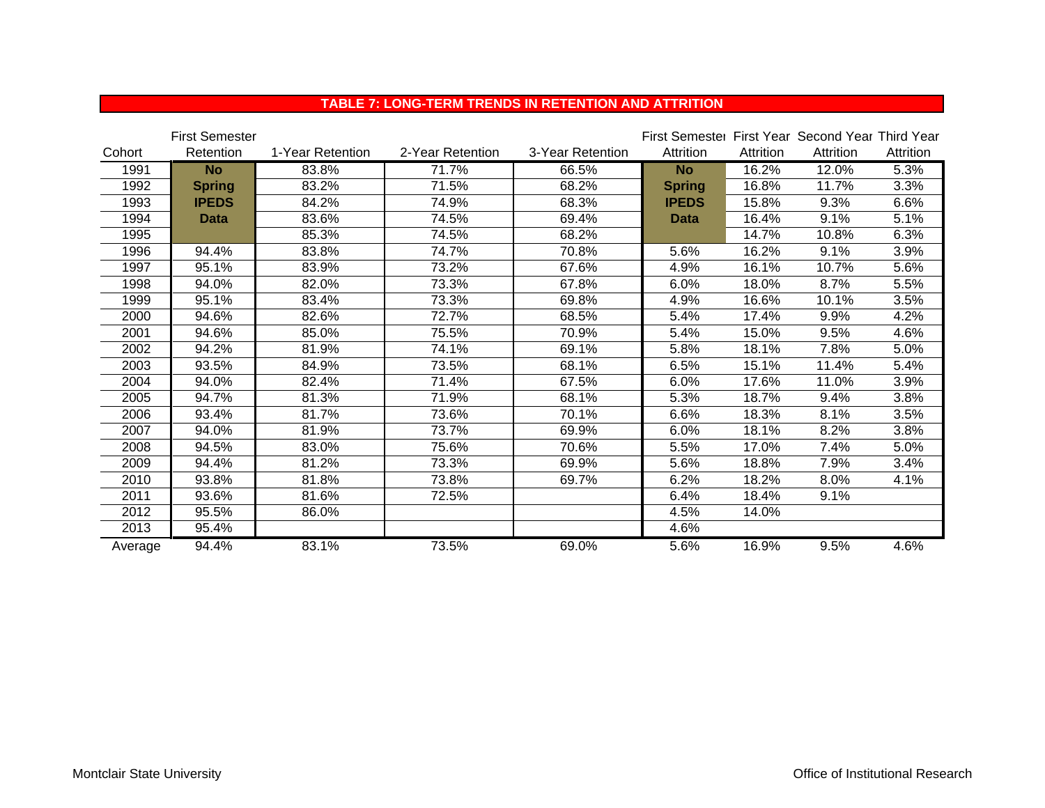## TABLE 7: LONG-TERM TRENDS IN RETENTION AND ATTRITION

| Cohort | First Semester Retention | 1-Year Retention | 2-Year Retention | 3-Year Retention | First Semester Attrition | First Year Attrition | Second Year Attrition | Third Year Attrition |
|---|---|---|---|---|---|---|---|---|
| 1991 | **No Spring IPEDS Data** | 83.8% | 71.7% | 66.5% | **No Spring IPEDS Data** | 16.2% | 12.0% | 5.3% |
| 1992 | | 83.2% | 71.5% | 68.2% | | 16.8% | 11.7% | 3.3% |
| 1993 | | 84.2% | 74.9% | 68.3% | | 15.8% | 9.3% | 6.6% |
| 1994 | | 83.6% | 74.5% | 69.4% | | 16.4% | 9.1% | 5.1% |
| 1995 | | 85.3% | 74.5% | 68.2% | | 14.7% | 10.8% | 6.3% |
| 1996 | 94.4% | 83.8% | 74.7% | 70.8% | 5.6% | 16.2% | 9.1% | 3.9% |
| 1997 | 95.1% | 83.9% | 73.2% | 67.6% | 4.9% | 16.1% | 10.7% | 5.6% |
| 1998 | 94.0% | 82.0% | 73.3% | 67.8% | 6.0% | 18.0% | 8.7% | 5.5% |
| 1999 | 95.1% | 83.4% | 73.3% | 69.8% | 4.9% | 16.6% | 10.1% | 3.5% |
| 2000 | 94.6% | 82.6% | 72.7% | 68.5% | 5.4% | 17.4% | 9.9% | 4.2% |
| 2001 | 94.6% | 85.0% | 75.5% | 70.9% | 5.4% | 15.0% | 9.5% | 4.6% |
| 2002 | 94.2% | 81.9% | 74.1% | 69.1% | 5.8% | 18.1% | 7.8% | 5.0% |
| 2003 | 93.5% | 84.9% | 73.5% | 68.1% | 6.5% | 15.1% | 11.4% | 5.4% |
| 2004 | 94.0% | 82.4% | 71.4% | 67.5% | 6.0% | 17.6% | 11.0% | 3.9% |
| 2005 | 94.7% | 81.3% | 71.9% | 68.1% | 5.3% | 18.7% | 9.4% | 3.8% |
| 2006 | 93.4% | 81.7% | 73.6% | 70.1% | 6.6% | 18.3% | 8.1% | 3.5% |
| 2007 | 94.0% | 81.9% | 73.7% | 69.9% | 6.0% | 18.1% | 8.2% | 3.8% |
| 2008 | 94.5% | 83.0% | 75.6% | 70.6% | 5.5% | 17.0% | 7.4% | 5.0% |
| 2009 | 94.4% | 81.2% | 73.3% | 69.9% | 5.6% | 18.8% | 7.9% | 3.4% |
| 2010 | 93.8% | 81.8% | 73.8% | 69.7% | 6.2% | 18.2% | 8.0% | 4.1% |
| 2011 | 93.6% | 81.6% | 72.5% | | 6.4% | 18.4% | 9.1% | |
| 2012 | 95.5% | 86.0% | | | 4.5% | 14.0% | | |
| 2013 | 95.4% | | | | 4.6% | | | |
| Average | 94.4% | 83.1% | 73.5% | 69.0% | 5.6% | 16.9% | 9.5% | 4.6% |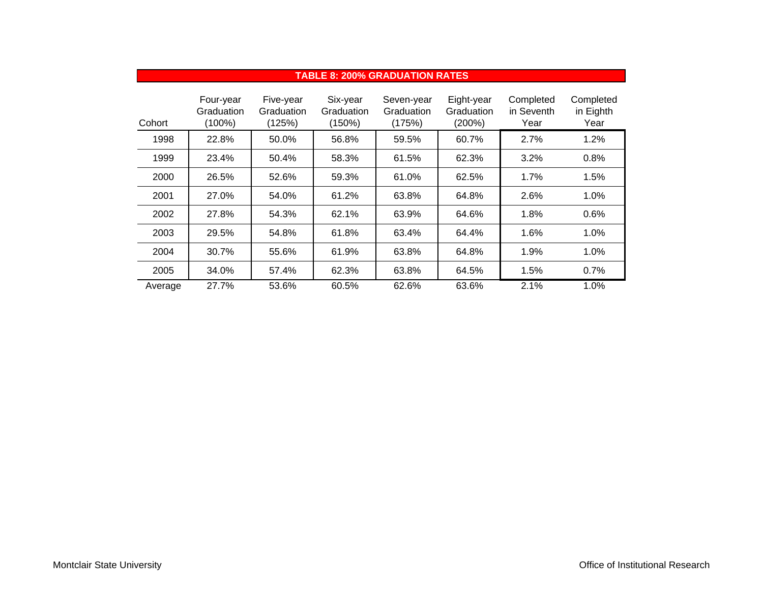## TABLE 8: 200% GRADUATION RATES

| Cohort | Four-year Graduation (100%) | Five-year Graduation (125%) | Six-year Graduation (150%) | Seven-year Graduation (175%) | Eight-year Graduation (200%) | Completed in Seventh Year | Completed in Eighth Year |
|---|---|---|---|---|---|---|---|
| 1998 | 22.8% | 50.0% | 56.8% | 59.5% | 60.7% | 2.7% | 1.2% |
| 1999 | 23.4% | 50.4% | 58.3% | 61.5% | 62.3% | 3.2% | 0.8% |
| 2000 | 26.5% | 52.6% | 59.3% | 61.0% | 62.5% | 1.7% | 1.5% |
| 2001 | 27.0% | 54.0% | 61.2% | 63.8% | 64.8% | 2.6% | 1.0% |
| 2002 | 27.8% | 54.3% | 62.1% | 63.9% | 64.6% | 1.8% | 0.6% |
| 2003 | 29.5% | 54.8% | 61.8% | 63.4% | 64.4% | 1.6% | 1.0% |
| 2004 | 30.7% | 55.6% | 61.9% | 63.8% | 64.8% | 1.9% | 1.0% |
| 2005 | 34.0% | 57.4% | 62.3% | 63.8% | 64.5% | 1.5% | 0.7% |
| Average | 27.7% | 53.6% | 60.5% | 62.6% | 63.6% | 2.1% | 1.0% |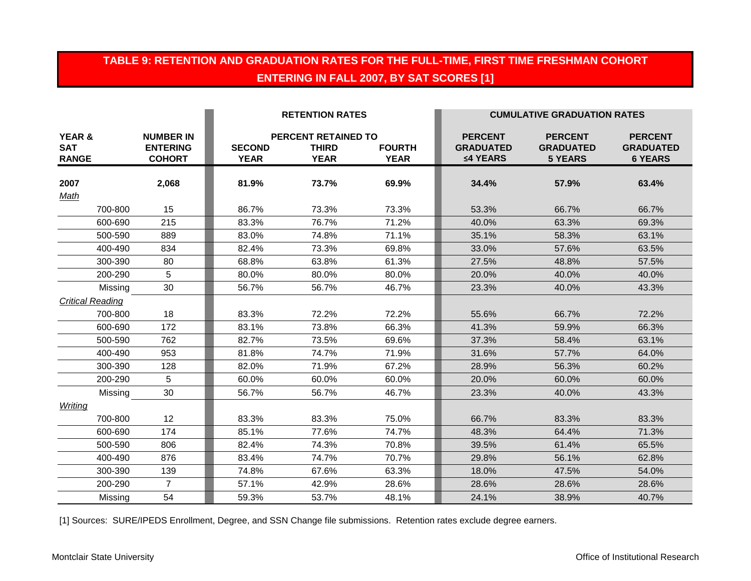# TABLE 9: RETENTION AND GRADUATION RATES FOR THE FULL-TIME, FIRST TIME FRESHMAN COHORT ENTERING IN FALL 2007, BY SAT SCORES [1]

| YEAR & SAT RANGE | NUMBER IN ENTERING COHORT | RETENTION RATES | | | CUMULATIVE GRADUATION RATES | | |
|---|---|---|---|---|---|---|---|
| | | PERCENT RETAINED TO | | | | | |
| | | SECOND YEAR | THIRD YEAR | FOURTH YEAR | PERCENT GRADUATED ≤4 YEARS | PERCENT GRADUATED 5 YEARS | PERCENT GRADUATED 6 YEARS |
| **2007** | **2,068** | **81.9%** | **73.7%** | **69.9%** | **34.4%** | **57.9%** | **63.4%** |
| *Math* | | | | | | | |
| 700-800 | 15 | 86.7% | 73.3% | 73.3% | 53.3% | 66.7% | 66.7% |
| 600-690 | 215 | 83.3% | 76.7% | 71.2% | 40.0% | 63.3% | 69.3% |
| 500-590 | 889 | 83.0% | 74.8% | 71.1% | 35.1% | 58.3% | 63.1% |
| 400-490 | 834 | 82.4% | 73.3% | 69.8% | 33.0% | 57.6% | 63.5% |
| 300-390 | 80 | 68.8% | 63.8% | 61.3% | 27.5% | 48.8% | 57.5% |
| 200-290 | 5 | 80.0% | 80.0% | 80.0% | 20.0% | 40.0% | 40.0% |
| Missing | 30 | 56.7% | 56.7% | 46.7% | 23.3% | 40.0% | 43.3% |
| *Critical Reading* | | | | | | | |
| 700-800 | 18 | 83.3% | 72.2% | 72.2% | 55.6% | 66.7% | 72.2% |
| 600-690 | 172 | 83.1% | 73.8% | 66.3% | 41.3% | 59.9% | 66.3% |
| 500-590 | 762 | 82.7% | 73.5% | 69.6% | 37.3% | 58.4% | 63.1% |
| 400-490 | 953 | 81.8% | 74.7% | 71.9% | 31.6% | 57.7% | 64.0% |
| 300-390 | 128 | 82.0% | 71.9% | 67.2% | 28.9% | 56.3% | 60.2% |
| 200-290 | 5 | 60.0% | 60.0% | 60.0% | 20.0% | 60.0% | 60.0% |
| Missing | 30 | 56.7% | 56.7% | 46.7% | 23.3% | 40.0% | 43.3% |
| *Writing* | | | | | | | |
| 700-800 | 12 | 83.3% | 83.3% | 75.0% | 66.7% | 83.3% | 83.3% |
| 600-690 | 174 | 85.1% | 77.6% | 74.7% | 48.3% | 64.4% | 71.3% |
| 500-590 | 806 | 82.4% | 74.3% | 70.8% | 39.5% | 61.4% | 65.5% |
| 400-490 | 876 | 83.4% | 74.7% | 70.7% | 29.8% | 56.1% | 62.8% |
| 300-390 | 139 | 74.8% | 67.6% | 63.3% | 18.0% | 47.5% | 54.0% |
| 200-290 | 7 | 57.1% | 42.9% | 28.6% | 28.6% | 28.6% | 28.6% |
| Missing | 54 | 59.3% | 53.7% | 48.1% | 24.1% | 38.9% | 40.7% |

[1] Sources: SURE/IPEDS Enrollment, Degree, and SSN Change file submissions. Retention rates exclude degree earners.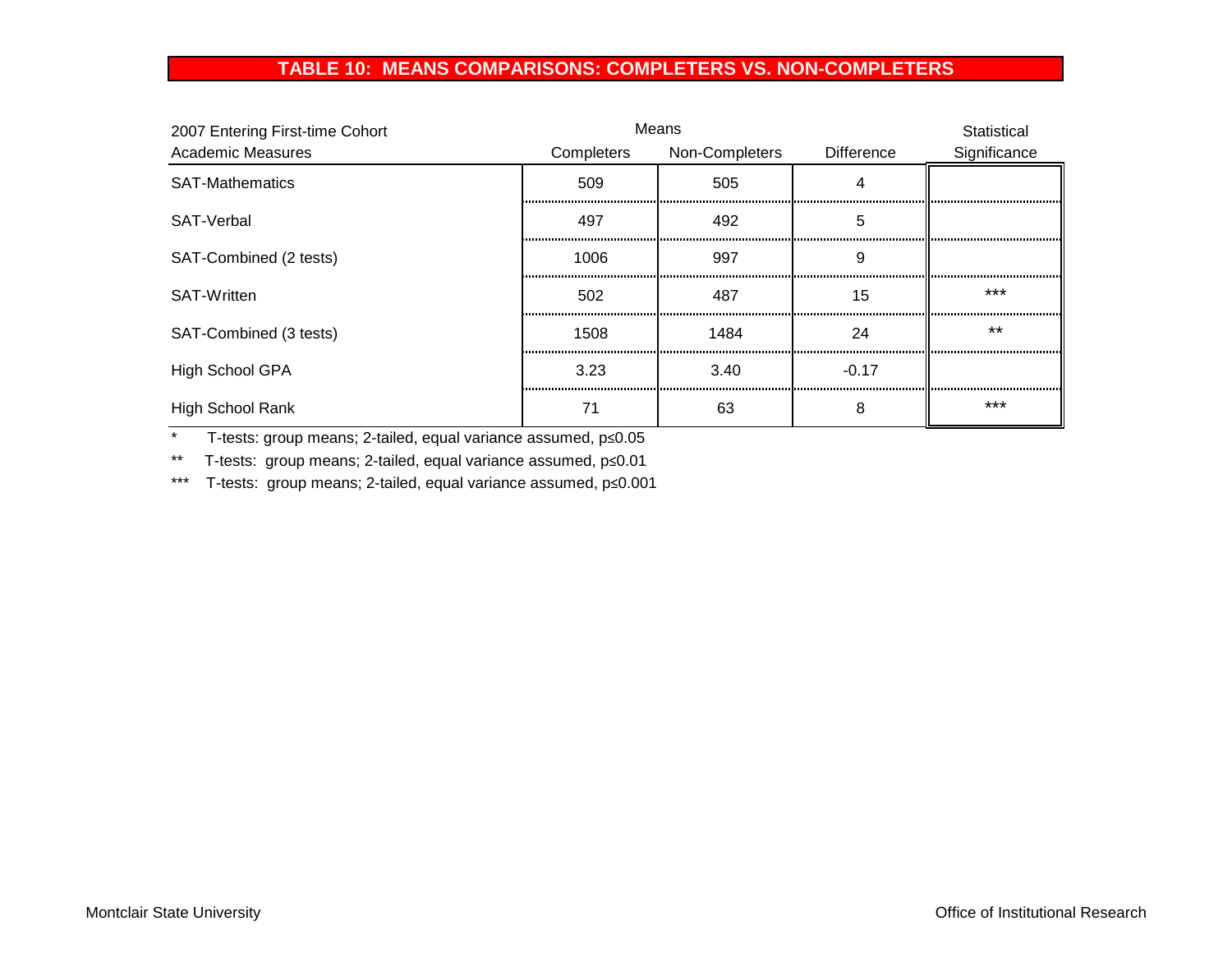## TABLE 10: MEANS COMPARISONS: COMPLETERS VS. NON-COMPLETERS

| 2007 Entering First-time Cohort | Means | | | Statistical |
|---|---|---|---|---|
| Academic Measures | Completers | Non-Completers | Difference | Significance |
| SAT-Mathematics | 509 | 505 | 4 | |
| SAT-Verbal | 497 | 492 | 5 | |
| SAT-Combined (2 tests) | 1006 | 997 | 9 | |
| SAT-Written | 502 | 487 | 15 | *** |
| SAT-Combined (3 tests) | 1508 | 1484 | 24 | ** |
| High School GPA | 3.23 | 3.40 | -0.17 | |
| High School Rank | 71 | 63 | 8 | *** |

\* T-tests: group means; 2-tailed, equal variance assumed, p≤0.05

\** T-tests: group means; 2-tailed, equal variance assumed, p≤0.01

\*** T-tests: group means; 2-tailed, equal variance assumed, p≤0.001

Montclair State University — Office of Institutional Research